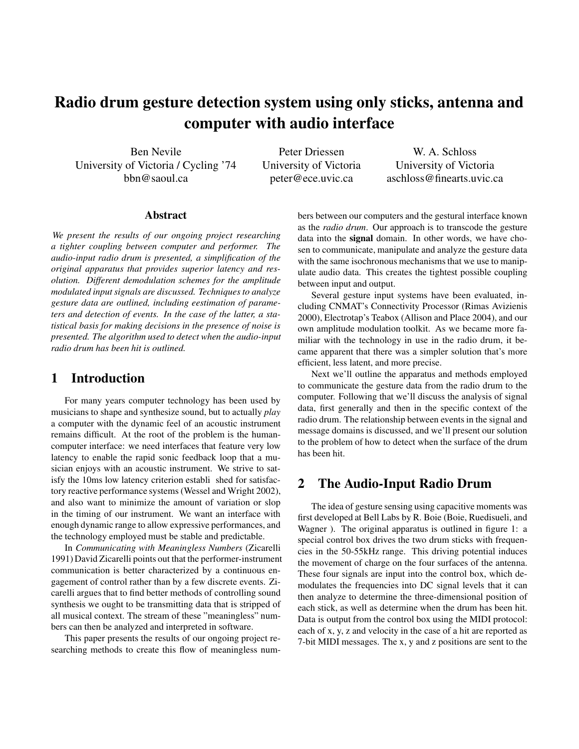# Radio drum gesture detection system using only sticks, antenna and computer with audio interface

Ben Nevile
University of Victoria / Cycling '74
bbn@saoul.ca

Peter Driessen
University of Victoria
peter@ece.uvic.ca

W. A. Schloss
University of Victoria
aschloss@finearts.uvic.ca

## Abstract

*We present the results of our ongoing project researching a tighter coupling between computer and performer. The audio-input radio drum is presented, a simplification of the original apparatus that provides superior latency and resolution. Different demodulation schemes for the amplitude modulated input signals are discussed. Techniques to analyze gesture data are outlined, including eestimation of parameters and detection of events. In the case of the latter, a statistical basis for making decisions in the presence of noise is presented. The algorithm used to detect when the audio-input radio drum has been hit is outlined.*

## 1 Introduction

For many years computer technology has been used by musicians to shape and synthesize sound, but to actually *play* a computer with the dynamic feel of an acoustic instrument remains difficult. At the root of the problem is the human-computer interface: we need interfaces that feature very low latency to enable the rapid sonic feedback loop that a musician enjoys with an acoustic instrument. We strive to satisfy the 10ms low latency criterion establi shed for satisfactory reactive performance systems (Wessel and Wright 2002), and also want to minimize the amount of variation or slop in the timing of our instrument. We want an interface with enough dynamic range to allow expressive performances, and the technology employed must be stable and predictable.

In *Communicating with Meaningless Numbers* (Zicarelli 1991) David Zicarelli points out that the performer-instrument communication is better characterized by a continuous engagement of control rather than by a few discrete events. Zicarelli argues that to find better methods of controlling sound synthesis we ought to be transmitting data that is stripped of all musical context. The stream of these "meaningless" numbers can then be analyzed and interpreted in software.

This paper presents the results of our ongoing project researching methods to create this flow of meaningless numbers between our computers and the gestural interface known as the *radio drum*. Our approach is to transcode the gesture data into the **signal** domain. In other words, we have chosen to communicate, manipulate and analyze the gesture data with the same isochronous mechanisms that we use to manipulate audio data. This creates the tightest possible coupling between input and output.

Several gesture input systems have been evaluated, including CNMAT's Connectivity Processor (Rimas Avizienis 2000), Electrotap's Teabox (Allison and Place 2004), and our own amplitude modulation toolkit. As we became more familiar with the technology in use in the radio drum, it became apparent that there was a simpler solution that's more efficient, less latent, and more precise.

Next we'll outline the apparatus and methods employed to communicate the gesture data from the radio drum to the computer. Following that we'll discuss the analysis of signal data, first generally and then in the specific context of the radio drum. The relationship between events in the signal and message domains is discussed, and we'll present our solution to the problem of how to detect when the surface of the drum has been hit.

## 2 The Audio-Input Radio Drum

The idea of gesture sensing using capacitive moments was first developed at Bell Labs by R. Boie (Boie, Ruedisueli, and Wagner ). The original apparatus is outlined in figure 1: a special control box drives the two drum sticks with frequencies in the 50-55kHz range. This driving potential induces the movement of charge on the four surfaces of the antenna. These four signals are input into the control box, which demodulates the frequencies into DC signal levels that it can then analyze to determine the three-dimensional position of each stick, as well as determine when the drum has been hit. Data is output from the control box using the MIDI protocol: each of x, y, z and velocity in the case of a hit are reported as 7-bit MIDI messages. The x, y and z positions are sent to the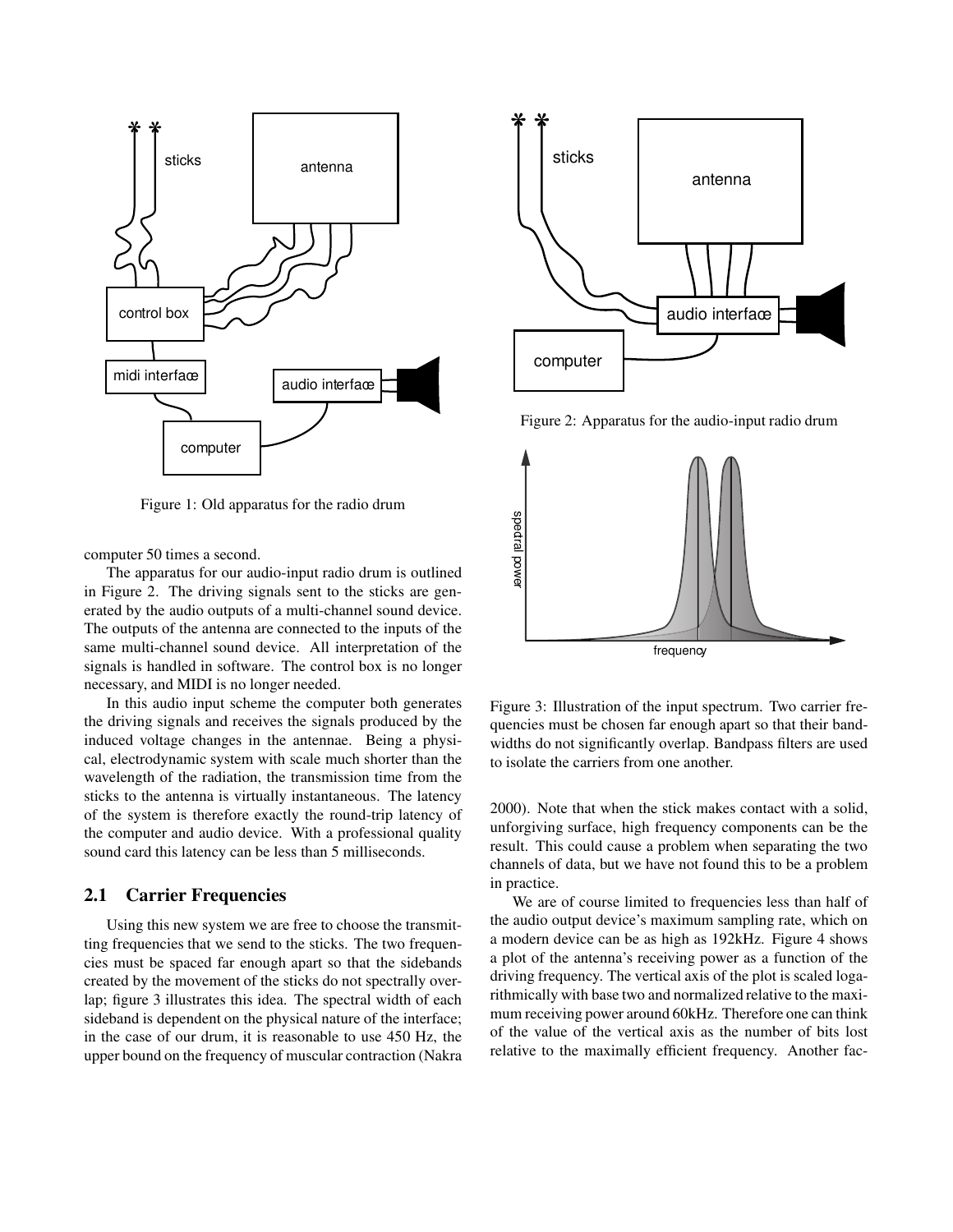sticks

antenna

control box

midi interface

audio interface

computer

Figure 1: Old apparatus for the radio drum

computer 50 times a second.

The apparatus for our audio-input radio drum is outlined in Figure 2. The driving signals sent to the sticks are generated by the audio outputs of a multi-channel sound device. The outputs of the antenna are connected to the inputs of the same multi-channel sound device. All interpretation of the signals is handled in software. The control box is no longer necessary, and MIDI is no longer needed.

In this audio input scheme the computer both generates the driving signals and receives the signals produced by the induced voltage changes in the antennae. Being a physical, electrodynamic system with scale much shorter than the wavelength of the radiation, the transmission time from the sticks to the antenna is virtually instantaneous. The latency of the system is therefore exactly the round-trip latency of the computer and audio device. With a professional quality sound card this latency can be less than 5 milliseconds.

## 2.1 Carrier Frequencies

Using this new system we are free to choose the transmitting frequencies that we send to the sticks. The two frequencies must be spaced far enough apart so that the sidebands created by the movement of the sticks do not spectrally overlap; figure 3 illustrates this idea. The spectral width of each sideband is dependent on the physical nature of the interface; in the case of our drum, it is reasonable to use 450 Hz, the upper bound on the frequency of muscular contraction (Nakra 2000). Note that when the stick makes contact with a solid, unforgiving surface, high frequency components can be the result. This could cause a problem when separating the two channels of data, but we have not found this to be a problem in practice.

sticks

antenna

audio interface

computer

Figure 2: Apparatus for the audio-input radio drum

spectral power

frequency

Figure 3: Illustration of the input spectrum. Two carrier frequencies must be chosen far enough apart so that their bandwidths do not significantly overlap. Bandpass filters are used to isolate the carriers from one another.

We are of course limited to frequencies less than half of the audio output device's maximum sampling rate, which on a modern device can be as high as 192kHz. Figure 4 shows a plot of the antenna's receiving power as a function of the driving frequency. The vertical axis of the plot is scaled logarithmically with base two and normalized relative to the maximum receiving power around 60kHz. Therefore one can think of the value of the vertical axis as the number of bits lost relative to the maximally efficient frequency. Another fac-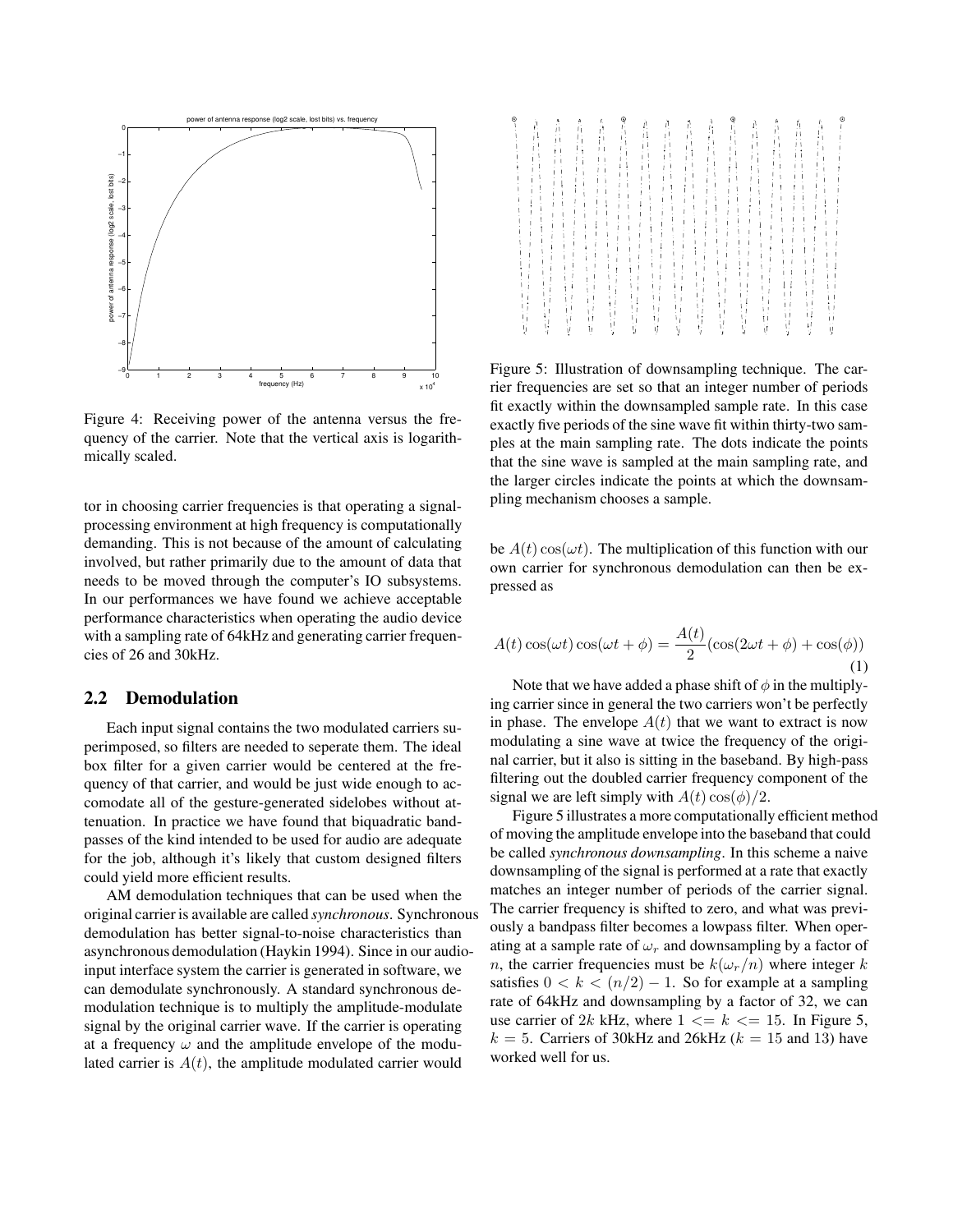power of antenna response (log2 scale, lost bits) vs. frequency

0
−1
−2
−3
−4
−5
−6
−7
−8
−9

power of antenna response (log2 scale, lost bits)

0 1 2 3 4 5 6 7 8 9 10

frequency (Hz)

x 10^4

Figure 4: Receiving power of the antenna versus the frequency of the carrier. Note that the vertical axis is logarithmically scaled.

tor in choosing carrier frequencies is that operating a signal-processing environment at high frequency is computationally demanding. This is not because of the amount of calculating involved, but rather primarily due to the amount of data that needs to be moved through the computer's IO subsystems. In our performances we have found we achieve acceptable performance characteristics when operating the audio device with a sampling rate of 64kHz and generating carrier frequencies of 26 and 30kHz.

## 2.2 Demodulation

Each input signal contains the two modulated carriers superimposed, so filters are needed to seperate them. The ideal box filter for a given carrier would be centered at the frequency of that carrier, and would be just wide enough to accomodate all of the gesture-generated sidelobes without attenuation. In practice we have found that biquadratic bandpasses of the kind intended to be used for audio are adequate for the job, although it's likely that custom designed filters could yield more efficient results.

AM demodulation techniques that can be used when the original carrier is available are called *synchronous*. Synchronous demodulation has better signal-to-noise characteristics than asynchronous demodulation (Haykin 1994). Since in our audio-input interface system the carrier is generated in software, we can demodulate synchronously. A standard synchronous demodulation technique is to multiply the amplitude-modulate signal by the original carrier wave. If the carrier is operating at a frequency $\omega$ and the amplitude envelope of the modulated carrier is $A(t)$, the amplitude modulated carrier would

Figure 5: Illustration of downsampling technique. The carrier frequencies are set so that an integer number of periods fit exactly within the downsampled sample rate. In this case exactly five periods of the sine wave fit within thirty-two samples at the main sampling rate. The dots indicate the points that the sine wave is sampled at the main sampling rate, and the larger circles indicate the points at which the downsampling mechanism chooses a sample.

be $A(t)\cos(\omega t)$. The multiplication of this function with our own carrier for synchronous demodulation can then be expressed as

$$A(t)\cos(\omega t)\cos(\omega t + \phi) = \frac{A(t)}{2}(\cos(2\omega t + \phi) + \cos(\phi)) \tag{1}$$

Note that we have added a phase shift of $\phi$ in the multiplying carrier since in general the two carriers won't be perfectly in phase. The envelope $A(t)$ that we want to extract is now modulating a sine wave at twice the frequency of the original carrier, but it also is sitting in the baseband. By high-pass filtering out the doubled carrier frequency component of the signal we are left simply with $A(t)\cos(\phi)/2$.

Figure 5 illustrates a more computationally efficient method of moving the amplitude envelope into the baseband that could be called *synchronous downsampling*. In this scheme a naive downsampling of the signal is performed at a rate that exactly matches an integer number of periods of the carrier signal. The carrier frequency is shifted to zero, and what was previously a bandpass filter becomes a lowpass filter. When operating at a sample rate of $\omega_r$ and downsampling by a factor of $n$, the carrier frequencies must be $k(\omega_r/n)$ where integer $k$ satisfies $0 < k < (n/2) - 1$. So for example at a sampling rate of 64kHz and downsampling by a factor of 32, we can use carrier of $2k$ kHz, where $1 <= k <= 15$. In Figure 5, $k = 5$. Carriers of 30kHz and 26kHz ($k = 15$ and 13) have worked well for us.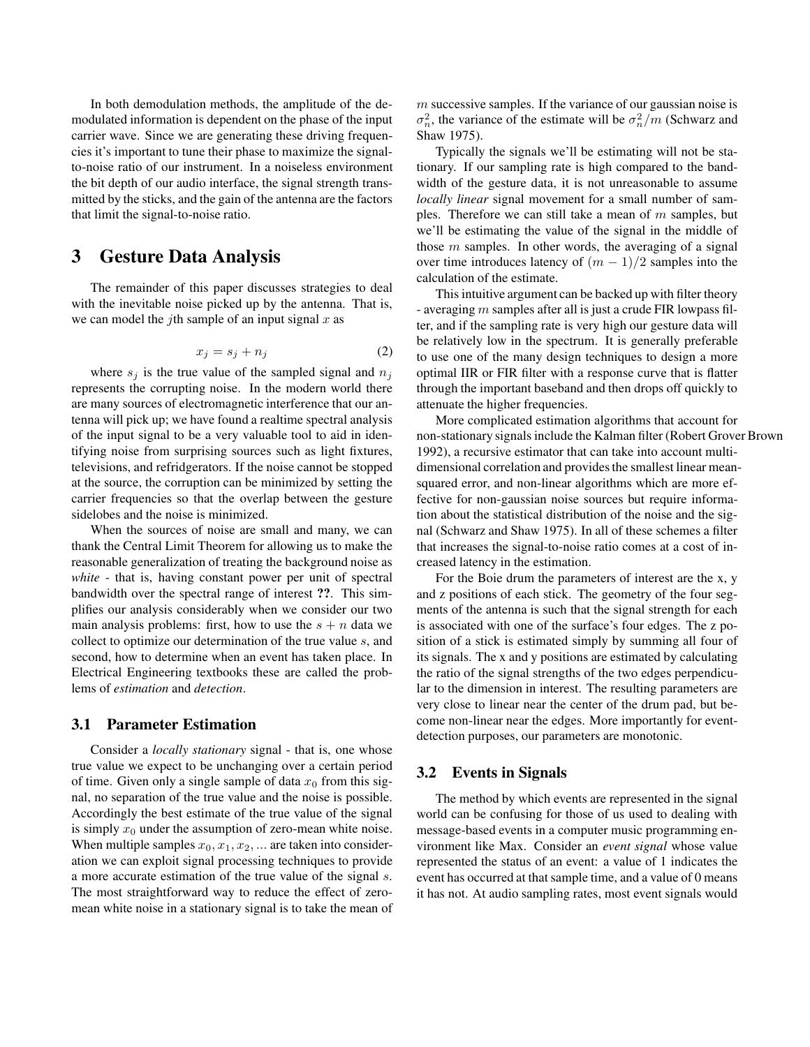In both demodulation methods, the amplitude of the demodulated information is dependent on the phase of the input carrier wave. Since we are generating these driving frequencies it's important to tune their phase to maximize the signal-to-noise ratio of our instrument. In a noiseless environment the bit depth of our audio interface, the signal strength transmitted by the sticks, and the gain of the antenna are the factors that limit the signal-to-noise ratio.

# 3 Gesture Data Analysis

The remainder of this paper discusses strategies to deal with the inevitable noise picked up by the antenna. That is, we can model the $j$th sample of an input signal $x$ as

$$x_j = s_j + n_j \tag{2}$$

where $s_j$ is the true value of the sampled signal and $n_j$ represents the corrupting noise. In the modern world there are many sources of electromagnetic interference that our antenna will pick up; we have found a realtime spectral analysis of the input signal to be a very valuable tool to aid in identifying noise from surprising sources such as light fixtures, televisions, and refridgerators. If the noise cannot be stopped at the source, the corruption can be minimized by setting the carrier frequencies so that the overlap between the gesture sidelobes and the noise is minimized.

When the sources of noise are small and many, we can thank the Central Limit Theorem for allowing us to make the reasonable generalization of treating the background noise as *white* - that is, having constant power per unit of spectral bandwidth over the spectral range of interest **??**. This simplifies our analysis considerably when we consider our two main analysis problems: first, how to use the $s + n$ data we collect to optimize our determination of the true value $s$, and second, how to determine when an event has taken place. In Electrical Engineering textbooks these are called the problems of *estimation* and *detection*.

## 3.1 Parameter Estimation

Consider a *locally stationary* signal - that is, one whose true value we expect to be unchanging over a certain period of time. Given only a single sample of data $x_0$ from this signal, no separation of the true value and the noise is possible. Accordingly the best estimate of the true value of the signal is simply $x_0$ under the assumption of zero-mean white noise. When multiple samples $x_0, x_1, x_2, \ldots$ are taken into consideration we can exploit signal processing techniques to provide a more accurate estimation of the true value of the signal $s$. The most straightforward way to reduce the effect of zero-mean white noise in a stationary signal is to take the mean of $m$ successive samples. If the variance of our gaussian noise is $\sigma_n^2$, the variance of the estimate will be $\sigma_n^2/m$ (Schwarz and Shaw 1975).

Typically the signals we'll be estimating will not be stationary. If our sampling rate is high compared to the bandwidth of the gesture data, it is not unreasonable to assume *locally linear* signal movement for a small number of samples. Therefore we can still take a mean of $m$ samples, but we'll be estimating the value of the signal in the middle of those $m$ samples. In other words, the averaging of a signal over time introduces latency of $(m-1)/2$ samples into the calculation of the estimate.

This intuitive argument can be backed up with filter theory - averaging $m$ samples after all is just a crude FIR lowpass filter, and if the sampling rate is very high our gesture data will be relatively low in the spectrum. It is generally preferable to use one of the many design techniques to design a more optimal IIR or FIR filter with a response curve that is flatter through the important baseband and then drops off quickly to attenuate the higher frequencies.

More complicated estimation algorithms that account for non-stationary signals include the Kalman filter (Robert Grover Brown 1992), a recursive estimator that can take into account multi-dimensional correlation and provides the smallest linear mean-squared error, and non-linear algorithms which are more effective for non-gaussian noise sources but require information about the statistical distribution of the noise and the signal (Schwarz and Shaw 1975). In all of these schemes a filter that increases the signal-to-noise ratio comes at a cost of increased latency in the estimation.

For the Boie drum the parameters of interest are the x, y and z positions of each stick. The geometry of the four segments of the antenna is such that the signal strength for each is associated with one of the surface's four edges. The z position of a stick is estimated simply by summing all four of its signals. The x and y positions are estimated by calculating the ratio of the signal strengths of the two edges perpendicular to the dimension in interest. The resulting parameters are very close to linear near the center of the drum pad, but become non-linear near the edges. More importantly for event-detection purposes, our parameters are monotonic.

## 3.2 Events in Signals

The method by which events are represented in the signal world can be confusing for those of us used to dealing with message-based events in a computer music programming environment like Max. Consider an *event signal* whose value represented the status of an event: a value of 1 indicates the event has occurred at that sample time, and a value of 0 means it has not. At audio sampling rates, most event signals would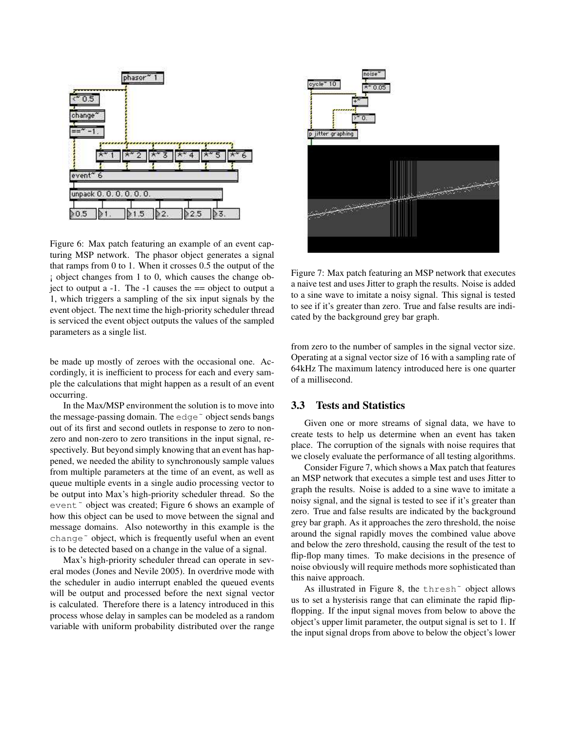phasor~ 1

<~ 0.5

change~

==~ -1.

*~ 1

*~ 2

*~ 3

*~ 4

*~ 5

*~ 6

event~ 6

unpack 0. 0. 0. 0. 0. 0.

0.5

1.

1.5

2.

2.5

3.

Figure 6: Max patch featuring an example of an event capturing MSP network. The phasor object generates a signal that ramps from 0 to 1. When it crosses 0.5 the output of the ¡ object changes from 1 to 0, which causes the change object to output a -1. The -1 causes the == object to output a 1, which triggers a sampling of the six input signals by the event object. The next time the high-priority scheduler thread is serviced the event object outputs the values of the sampled parameters as a single list.

be made up mostly of zeroes with the occasional one. Accordingly, it is inefficient to process for each and every sample the calculations that might happen as a result of an event occurring.

In the Max/MSP environment the solution is to move into the message-passing domain. The `edge~` object sends bangs out of its first and second outlets in response to zero to non-zero and non-zero to zero transitions in the input signal, respectively. But beyond simply knowing that an event has happened, we needed the ability to synchronously sample values from multiple parameters at the time of an event, as well as queue multiple events in a single audio processing vector to be output into Max's high-priority scheduler thread. So the `event~` object was created; Figure 6 shows an example of how this object can be used to move between the signal and message domains. Also noteworthy in this example is the `change~` object, which is frequently useful when an event is to be detected based on a change in the value of a signal.

Max's high-priority scheduler thread can operate in several modes (Jones and Nevile 2005). In overdrive mode with the scheduler in audio interrupt enabled the queued events will be output and processed before the next signal vector is calculated. Therefore there is a latency introduced in this process whose delay in samples can be modeled as a random variable with uniform probability distributed over the range from zero to the number of samples in the signal vector size. Operating at a signal vector size of 16 with a sampling rate of 64kHz The maximum latency introduced here is one quarter of a millisecond.

noise~

cycle~ 10

*~ 0.05

+~

>~ 0.

p jitter graphing

Figure 7: Max patch featuring an MSP network that executes a naive test and uses Jitter to graph the results. Noise is added to a sine wave to imitate a noisy signal. This signal is tested to see if it's greater than zero. True and false results are indicated by the background grey bar graph.

## 3.3 Tests and Statistics

Given one or more streams of signal data, we have to create tests to help us determine when an event has taken place. The corruption of the signals with noise requires that we closely evaluate the performance of all testing algorithms.

Consider Figure 7, which shows a Max patch that features an MSP network that executes a simple test and uses Jitter to graph the results. Noise is added to a sine wave to imitate a noisy signal, and the signal is tested to see if it's greater than zero. True and false results are indicated by the background grey bar graph. As it approaches the zero threshold, the noise around the signal rapidly moves the combined value above and below the zero threshold, causing the result of the test to flip-flop many times. To make decisions in the presence of noise obviously will require methods more sophisticated than this naive approach.

As illustrated in Figure 8, the `thresh~` object allows us to set a hysterisis range that can eliminate the rapid flip-flopping. If the input signal moves from below to above the object's upper limit parameter, the output signal is set to 1. If the input signal drops from above to below the object's lower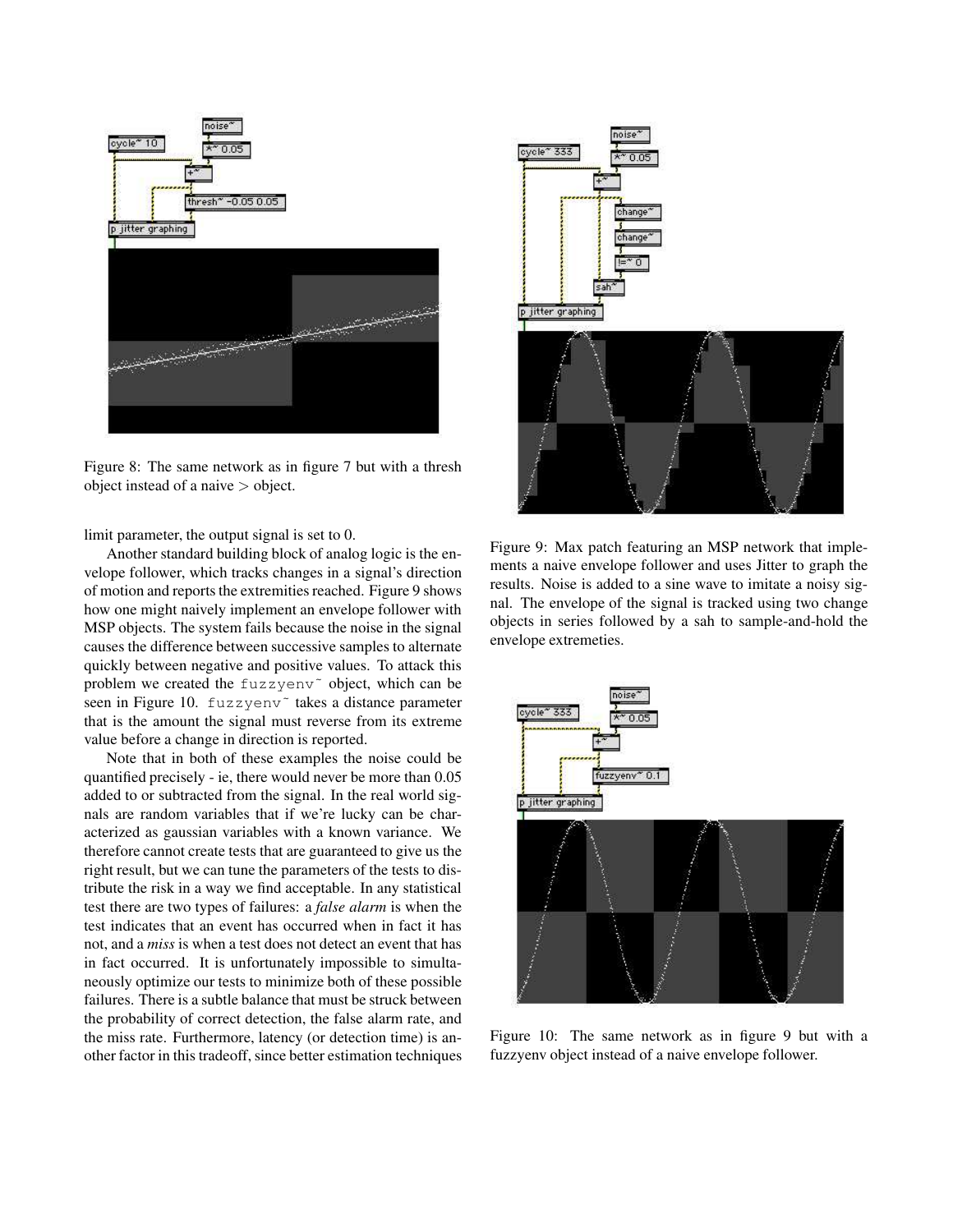cycle~ 10

noise~

*~ 0.05

+~

thresh~ -0.05 0.05

p jitter graphing

Figure 8: The same network as in figure 7 but with a thresh object instead of a naive > object.

limit parameter, the output signal is set to 0.

Another standard building block of analog logic is the envelope follower, which tracks changes in a signal's direction of motion and reports the extremities reached. Figure 9 shows how one might naively implement an envelope follower with MSP objects. The system fails because the noise in the signal causes the difference between successive samples to alternate quickly between negative and positive values. To attack this problem we created the `fuzzyenv~` object, which can be seen in Figure 10. `fuzzyenv~` takes a distance parameter that is the amount the signal must reverse from its extreme value before a change in direction is reported.

Note that in both of these examples the noise could be quantified precisely - ie, there would never be more than 0.05 added to or subtracted from the signal. In the real world signals are random variables that if we're lucky can be characterized as gaussian variables with a known variance. We therefore cannot create tests that are guaranteed to give us the right result, but we can tune the parameters of the tests to distribute the risk in a way we find acceptable. In any statistical test there are two types of failures: a *false alarm* is when the test indicates that an event has occurred when in fact it has not, and a *miss* is when a test does not detect an event that has in fact occurred. It is unfortunately impossible to simultaneously optimize our tests to minimize both of these possible failures. There is a subtle balance that must be struck between the probability of correct detection, the false alarm rate, and the miss rate. Furthermore, latency (or detection time) is another factor in this tradeoff, since better estimation techniques

noise~

cycle~ 333

*~ 0.05

+~

change~

change~

!=~ 0

sah~

p jitter graphing

Figure 9: Max patch featuring an MSP network that implements a naive envelope follower and uses Jitter to graph the results. Noise is added to a sine wave to imitate a noisy signal. The envelope of the signal is tracked using two change objects in series followed by a sah to sample-and-hold the envelope extremeties.

noise~

cycle~ 333

*~ 0.05

+~

fuzzyenv~ 0.1

p jitter graphing

Figure 10: The same network as in figure 9 but with a fuzzyenv object instead of a naive envelope follower.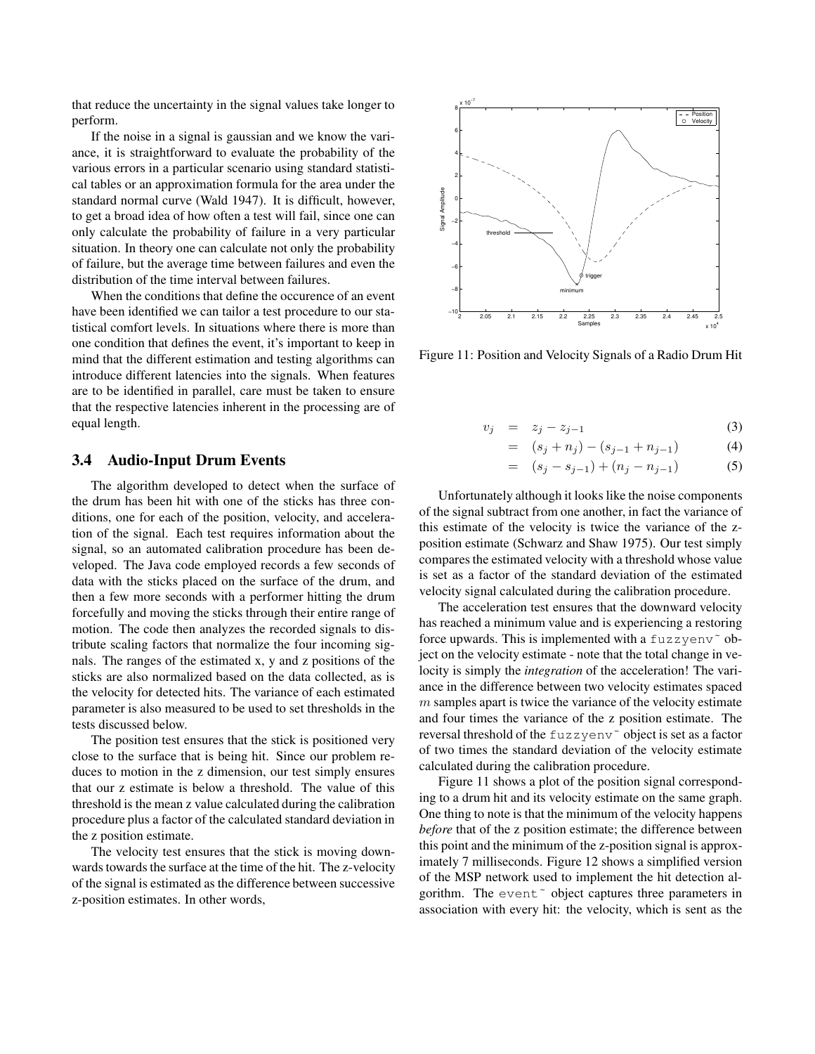that reduce the uncertainty in the signal values take longer to perform.

If the noise in a signal is gaussian and we know the variance, it is straightforward to evaluate the probability of the various errors in a particular scenario using standard statistical tables or an approximation formula for the area under the standard normal curve (Wald 1947). It is difficult, however, to get a broad idea of how often a test will fail, since one can only calculate the probability of failure in a very particular situation. In theory one can calculate not only the probability of failure, but the average time between failures and even the distribution of the time interval between failures.

When the conditions that define the occurence of an event have been identified we can tailor a test procedure to our statistical comfort levels. In situations where there is more than one condition that defines the event, it's important to keep in mind that the different estimation and testing algorithms can introduce different latencies into the signals. When features are to be identified in parallel, care must be taken to ensure that the respective latencies inherent in the processing are of equal length.

### 3.4 Audio-Input Drum Events

The algorithm developed to detect when the surface of the drum has been hit with one of the sticks has three conditions, one for each of the position, velocity, and acceleration of the signal. Each test requires information about the signal, so an automated calibration procedure has been developed. The Java code employed records a few seconds of data with the sticks placed on the surface of the drum, and then a few more seconds with a performer hitting the drum forcefully and moving the sticks through their entire range of motion. The code then analyzes the recorded signals to distribute scaling factors that normalize the four incoming signals. The ranges of the estimated x, y and z positions of the sticks are also normalized based on the data collected, as is the velocity for detected hits. The variance of each estimated parameter is also measured to be used to set thresholds in the tests discussed below.

The position test ensures that the stick is positioned very close to the surface that is being hit. Since our problem reduces to motion in the z dimension, our test simply ensures that our z estimate is below a threshold. The value of this threshold is the mean z value calculated during the calibration procedure plus a factor of the calculated standard deviation in the z position estimate.

The velocity test ensures that the stick is moving downwards towards the surface at the time of the hit. The z-velocity of the signal is estimated as the difference between successive z-position estimates. In other words,

x 10^-7
Position
Velocity
threshold
trigger
minimum
Signal Amplitude
Samples
x 10^4

Figure 11: Position and Velocity Signals of a Radio Drum Hit

$$
\begin{aligned}
v_j &= z_j - z_{j-1} &(3)\\
&= (s_j + n_j) - (s_{j-1} + n_{j-1}) &(4)\\
&= (s_j - s_{j-1}) + (n_j - n_{j-1}) &(5)
\end{aligned}
$$

Unfortunately although it looks like the noise components of the signal subtract from one another, in fact the variance of this estimate of the velocity is twice the variance of the z-position estimate (Schwarz and Shaw 1975). Our test simply compares the estimated velocity with a threshold whose value is set as a factor of the standard deviation of the estimated velocity signal calculated during the calibration procedure.

The acceleration test ensures that the downward velocity has reached a minimum value and is experiencing a restoring force upwards. This is implemented with a `fuzzyenv~` object on the velocity estimate - note that the total change in velocity is simply the *integration* of the acceleration! The variance in the difference between two velocity estimates spaced $m$ samples apart is twice the variance of the velocity estimate and four times the variance of the z position estimate. The reversal threshold of the `fuzzyenv~` object is set as a factor of two times the standard deviation of the velocity estimate calculated during the calibration procedure.

Figure 11 shows a plot of the position signal corresponding to a drum hit and its velocity estimate on the same graph. One thing to note is that the minimum of the velocity happens *before* that of the z position estimate; the difference between this point and the minimum of the z-position signal is approximately 7 milliseconds. Figure 12 shows a simplified version of the MSP network used to implement the hit detection algorithm. The `event~` object captures three parameters in association with every hit: the velocity, which is sent as the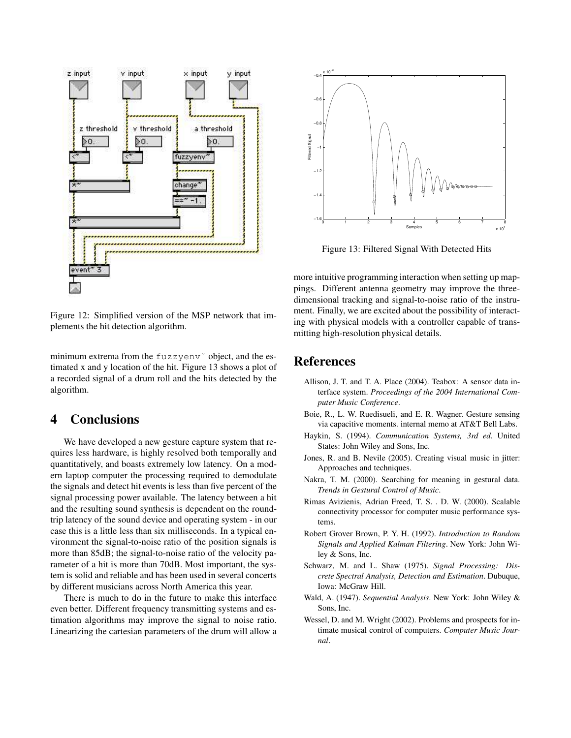z input

v input

x input

y input

z threshold

v threshold

a threshold

0.

0.

0.

<~

<~

fuzzyenv~

*~

change~

==~ -1.

*~

event~ 3

Figure 12: Simplified version of the MSP network that implements the hit detection algorithm.

minimum extrema from the fuzzyenv˜ object, and the estimated x and y location of the hit. Figure 13 shows a plot of a recorded signal of a drum roll and the hits detected by the algorithm.

## 4 Conclusions

We have developed a new gesture capture system that requires less hardware, is highly resolved both temporally and quantitatively, and boasts extremely low latency. On a modern laptop computer the processing required to demodulate the signals and detect hit events is less than five percent of the signal processing power available. The latency between a hit and the resulting sound synthesis is dependent on the round-trip latency of the sound device and operating system - in our case this is a little less than six milliseconds. In a typical environment the signal-to-noise ratio of the position signals is more than 85dB; the signal-to-noise ratio of the velocity parameter of a hit is more than 70dB. Most important, the system is solid and reliable and has been used in several concerts by different musicians across North America this year.

There is much to do in the future to make this interface even better. Different frequency transmitting systems and estimation algorithms may improve the signal to noise ratio. Linearizing the cartesian parameters of the drum will allow a more intuitive programming interaction when setting up mappings. Different antenna geometry may improve the three-dimensional tracking and signal-to-noise ratio of the instrument. Finally, we are excited about the possibility of interacting with physical models with a controller capable of transmitting high-resolution physical details.

$x\ 10^{-3}$

-0.4

-0.6

-0.8

-1

-1.2

-1.4

-1.6

Filtered Signal

0 1 2 3 4 5 6 7 8

Samples

$x\ 10^{4}$

Figure 13: Filtered Signal With Detected Hits

## References

Allison, J. T. and T. A. Place (2004). Teabox: A sensor data interface system. *Proceedings of the 2004 International Computer Music Conference*.

Boie, R., L. W. Ruedisueli, and E. R. Wagner. Gesture sensing via capacitive moments. internal memo at AT&T Bell Labs.

Haykin, S. (1994). *Communication Systems, 3rd ed.* United States: John Wiley and Sons, Inc.

Jones, R. and B. Nevile (2005). Creating visual music in jitter: Approaches and techniques.

Nakra, T. M. (2000). Searching for meaning in gestural data. *Trends in Gestural Control of Music*.

Rimas Avizienis, Adrian Freed, T. S. . D. W. (2000). Scalable connectivity processor for computer music performance systems.

Robert Grover Brown, P. Y. H. (1992). *Introduction to Random Signals and Applied Kalman Filtering*. New York: John Wiley & Sons, Inc.

Schwarz, M. and L. Shaw (1975). *Signal Processing: Discrete Spectral Analysis, Detection and Estimation*. Dubuque, Iowa: McGraw Hill.

Wald, A. (1947). *Sequential Analysis*. New York: John Wiley & Sons, Inc.

Wessel, D. and M. Wright (2002). Problems and prospects for intimate musical control of computers. *Computer Music Journal*.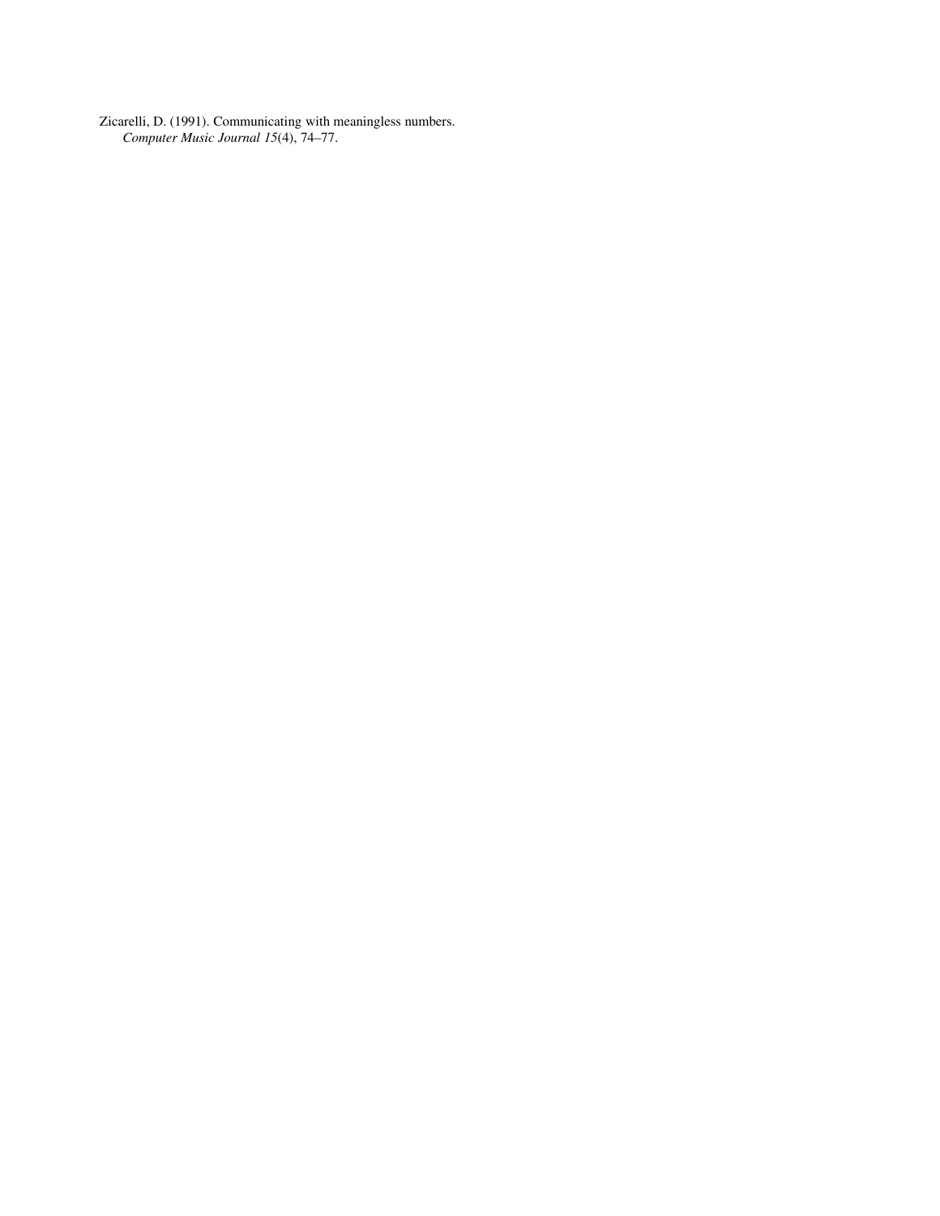Zicarelli, D. (1991). Communicating with meaningless numbers. *Computer Music Journal 15*(4), 74–77.